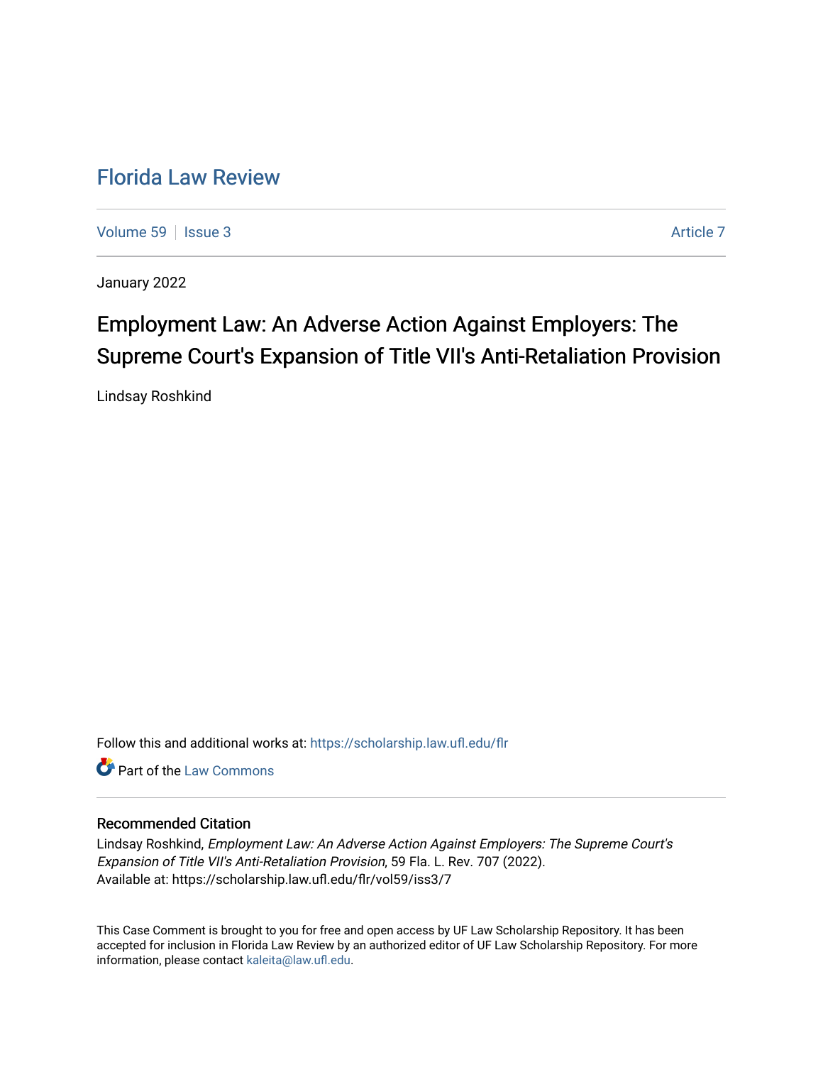# Florida Law Review

Volume 59 | Issue 3 | Article 7

January 2022

## Employment Law: An Adverse Action Against Employers: The Supreme Court's Expansion of Title VII's Anti-Retaliation Provision

Lindsay Roshkind

Follow this and additional works at: https://scholarship.law.ufl.edu/flr

Part of the Law Commons

### Recommended Citation

Lindsay Roshkind, *Employment Law: An Adverse Action Against Employers: The Supreme Court's Expansion of Title VII's Anti-Retaliation Provision*, 59 Fla. L. Rev. 707 (2022).
Available at: https://scholarship.law.ufl.edu/flr/vol59/iss3/7

This Case Comment is brought to you for free and open access by UF Law Scholarship Repository. It has been accepted for inclusion in Florida Law Review by an authorized editor of UF Law Scholarship Repository. For more information, please contact kaleita@law.ufl.edu.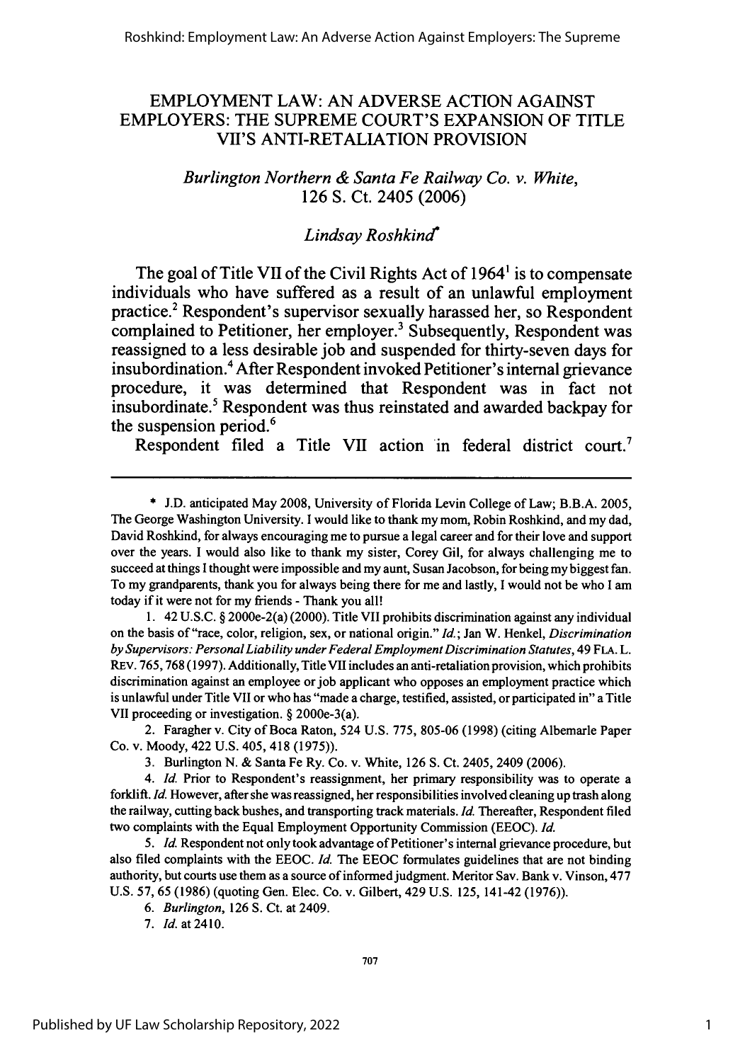# EMPLOYMENT LAW: AN ADVERSE ACTION AGAINST EMPLOYERS: THE SUPREME COURT'S EXPANSION OF TITLE VII'S ANTI-RETALIATION PROVISION

*Burlington Northern & Santa Fe Railway Co. v. White*, 126 S. Ct. 2405 (2006)

*Lindsay Roshkind*[*]

The goal of Title VII of the Civil Rights Act of 1964[1] is to compensate individuals who have suffered as a result of an unlawful employment practice.[2] Respondent's supervisor sexually harassed her, so Respondent complained to Petitioner, her employer.[3] Subsequently, Respondent was reassigned to a less desirable job and suspended for thirty-seven days for insubordination.[4] After Respondent invoked Petitioner's internal grievance procedure, it was determined that Respondent was in fact not insubordinate.[5] Respondent was thus reinstated and awarded backpay for the suspension period.[6]

Respondent filed a Title VII action in federal district court.[7]

---

\* J.D. anticipated May 2008, University of Florida Levin College of Law; B.B.A. 2005, The George Washington University. I would like to thank my mom, Robin Roshkind, and my dad, David Roshkind, for always encouraging me to pursue a legal career and for their love and support over the years. I would also like to thank my sister, Corey Gil, for always challenging me to succeed at things I thought were impossible and my aunt, Susan Jacobson, for being my biggest fan. To my grandparents, thank you for always being there for me and lastly, I would not be who I am today if it were not for my friends - Thank you all!

1. 42 U.S.C. § 2000e-2(a) (2000). Title VII prohibits discrimination against any individual on the basis of "race, color, religion, sex, or national origin." *Id.*; Jan W. Henkel, *Discrimination by Supervisors: Personal Liability under Federal Employment Discrimination Statutes*, 49 FLA. L. REV. 765, 768 (1997). Additionally, Title VII includes an anti-retaliation provision, which prohibits discrimination against an employee or job applicant who opposes an employment practice which is unlawful under Title VII or who has "made a charge, testified, assisted, or participated in" a Title VII proceeding or investigation. § 2000e-3(a).

2. Faragher v. City of Boca Raton, 524 U.S. 775, 805-06 (1998) (citing Albemarle Paper Co. v. Moody, 422 U.S. 405, 418 (1975)).

3. Burlington N. & Santa Fe Ry. Co. v. White, 126 S. Ct. 2405, 2409 (2006).

4. *Id.* Prior to Respondent's reassignment, her primary responsibility was to operate a forklift. *Id.* However, after she was reassigned, her responsibilities involved cleaning up trash along the railway, cutting back bushes, and transporting track materials. *Id.* Thereafter, Respondent filed two complaints with the Equal Employment Opportunity Commission (EEOC). *Id.*

5. *Id.* Respondent not only took advantage of Petitioner's internal grievance procedure, but also filed complaints with the EEOC. *Id.* The EEOC formulates guidelines that are not binding authority, but courts use them as a source of informed judgment. Meritor Sav. Bank v. Vinson, 477 U.S. 57, 65 (1986) (quoting Gen. Elec. Co. v. Gilbert, 429 U.S. 125, 141-42 (1976)).

6. *Burlington*, 126 S. Ct. at 2409.

7. *Id.* at 2410.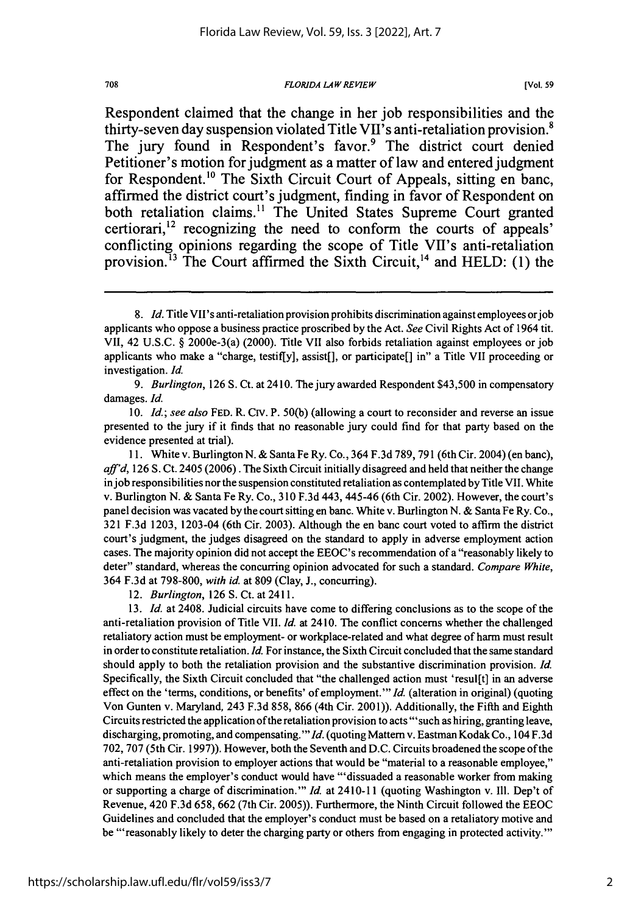Respondent claimed that the change in her job responsibilities and the thirty-seven day suspension violated Title VII's anti-retaliation provision.[8] The jury found in Respondent's favor.[9] The district court denied Petitioner's motion for judgment as a matter of law and entered judgment for Respondent.[10] The Sixth Circuit Court of Appeals, sitting en banc, affirmed the district court's judgment, finding in favor of Respondent on both retaliation claims.[11] The United States Supreme Court granted certiorari,[12] recognizing the need to conform the courts of appeals' conflicting opinions regarding the scope of Title VII's anti-retaliation provision.[13] The Court affirmed the Sixth Circuit,[14] and HELD: (1) the

---

8. *Id.* Title VII's anti-retaliation provision prohibits discrimination against employees or job applicants who oppose a business practice proscribed by the Act. *See* Civil Rights Act of 1964 tit. VII, 42 U.S.C. § 2000e-3(a) (2000). Title VII also forbids retaliation against employees or job applicants who make a "charge, testif[y], assist[], or participate[] in" a Title VII proceeding or investigation. *Id.*

9. *Burlington*, 126 S. Ct. at 2410. The jury awarded Respondent $43,500 in compensatory damages. *Id.*

10. *Id.*; *see also* FED. R. CIV. P. 50(b) (allowing a court to reconsider and reverse an issue presented to the jury if it finds that no reasonable jury could find for that party based on the evidence presented at trial).

11. White v. Burlington N. & Santa Fe Ry. Co., 364 F.3d 789, 791 (6th Cir. 2004) (en banc), *aff'd*, 126 S. Ct. 2405 (2006). The Sixth Circuit initially disagreed and held that neither the change in job responsibilities nor the suspension constituted retaliation as contemplated by Title VII. White v. Burlington N. & Santa Fe Ry. Co., 310 F.3d 443, 445-46 (6th Cir. 2002). However, the court's panel decision was vacated by the court sitting en banc. White v. Burlington N. & Santa Fe Ry. Co., 321 F.3d 1203, 1203-04 (6th Cir. 2003). Although the en banc court voted to affirm the district court's judgment, the judges disagreed on the standard to apply in adverse employment action cases. The majority opinion did not accept the EEOC's recommendation of a "reasonably likely to deter" standard, whereas the concurring opinion advocated for such a standard. *Compare White*, 364 F.3d at 798-800, *with id.* at 809 (Clay, J., concurring).

12. *Burlington*, 126 S. Ct. at 2411.

13. *Id.* at 2408. Judicial circuits have come to differing conclusions as to the scope of the anti-retaliation provision of Title VII. *Id.* at 2410. The conflict concerns whether the challenged retaliatory action must be employment- or workplace-related and what degree of harm must result in order to constitute retaliation. *Id.* For instance, the Sixth Circuit concluded that the same standard should apply to both the retaliation provision and the substantive discrimination provision. *Id.* Specifically, the Sixth Circuit concluded that "the challenged action must 'resul[t] in an adverse effect on the 'terms, conditions, or benefits' of employment.'" *Id.* (alteration in original) (quoting Von Gunten v. Maryland, 243 F.3d 858, 866 (4th Cir. 2001)). Additionally, the Fifth and Eighth Circuits restricted the application of the retaliation provision to acts "'such as hiring, granting leave, discharging, promoting, and compensating.'" *Id.* (quoting Mattern v. Eastman Kodak Co., 104 F.3d 702, 707 (5th Cir. 1997)). However, both the Seventh and D.C. Circuits broadened the scope of the anti-retaliation provision to employer actions that would be "material to a reasonable employee," which means the employer's conduct would have "'dissuaded a reasonable worker from making or supporting a charge of discrimination.'" *Id.* at 2410-11 (quoting Washington v. Ill. Dep't of Revenue, 420 F.3d 658, 662 (7th Cir. 2005)). Furthermore, the Ninth Circuit followed the EEOC Guidelines and concluded that the employer's conduct must be based on a retaliatory motive and be "'reasonably likely to deter the charging party or others from engaging in protected activity.'"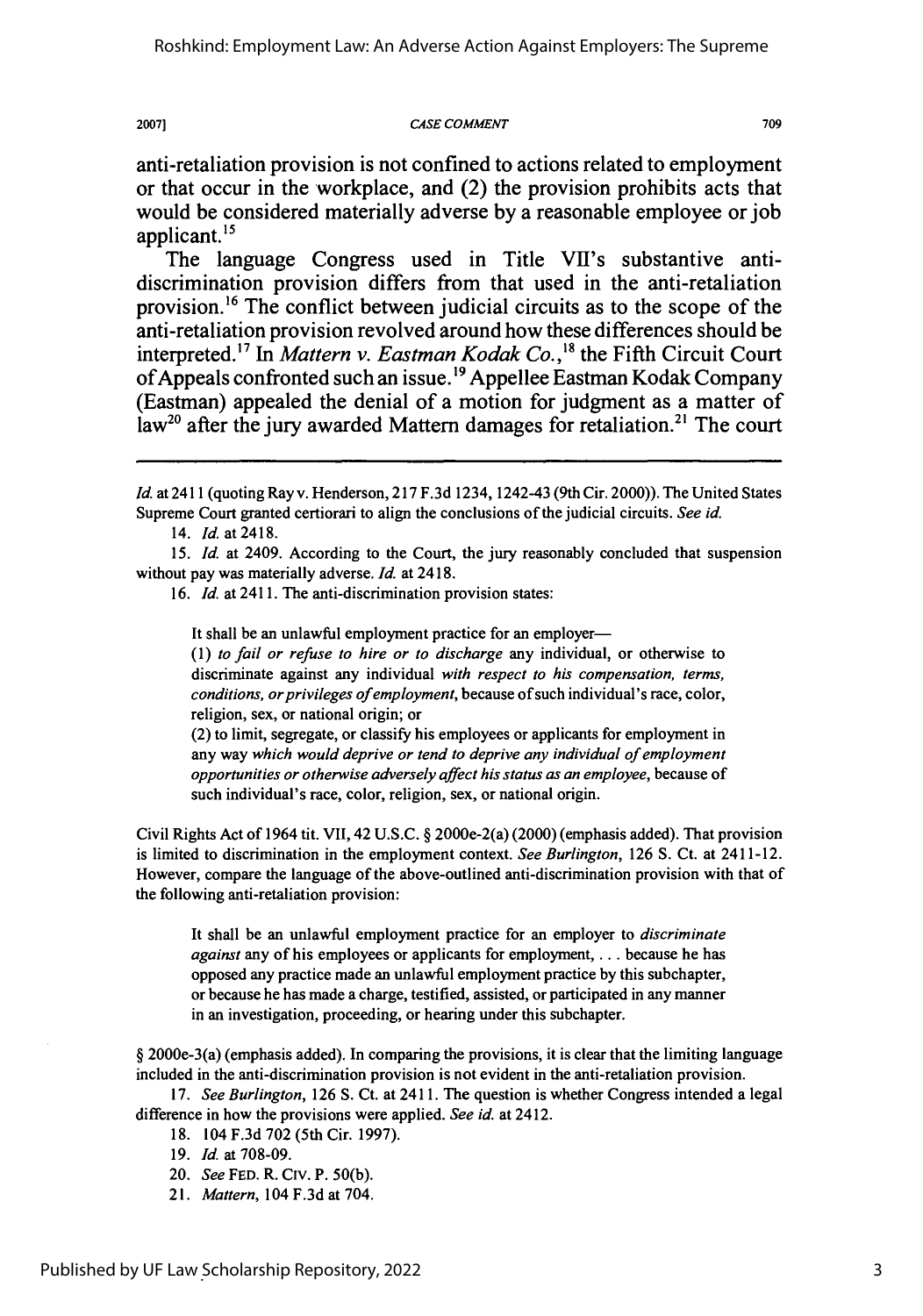anti-retaliation provision is not confined to actions related to employment or that occur in the workplace, and (2) the provision prohibits acts that would be considered materially adverse by a reasonable employee or job applicant.[15]

The language Congress used in Title VII's substantive anti-discrimination provision differs from that used in the anti-retaliation provision.[16] The conflict between judicial circuits as to the scope of the anti-retaliation provision revolved around how these differences should be interpreted.[17] In *Mattern v. Eastman Kodak Co.*,[18] the Fifth Circuit Court of Appeals confronted such an issue.[19] Appellee Eastman Kodak Company (Eastman) appealed the denial of a motion for judgment as a matter of law[20] after the jury awarded Mattern damages for retaliation.[21] The court

---

*Id.* at 2411 (quoting Ray v. Henderson, 217 F.3d 1234, 1242-43 (9th Cir. 2000)). The United States Supreme Court granted certiorari to align the conclusions of the judicial circuits. *See id.*

14. *Id.* at 2418.

15. *Id.* at 2409. According to the Court, the jury reasonably concluded that suspension without pay was materially adverse. *Id.* at 2418.

16. *Id.* at 2411. The anti-discrimination provision states:

> It shall be an unlawful employment practice for an employer—
>
> (1) *to fail or refuse to hire or to discharge* any individual, or otherwise to discriminate against any individual *with respect to his compensation, terms, conditions, or privileges of employment*, because of such individual's race, color, religion, sex, or national origin; or
>
> (2) to limit, segregate, or classify his employees or applicants for employment in any way *which would deprive or tend to deprive any individual of employment opportunities or otherwise adversely affect his status as an employee*, because of such individual's race, color, religion, sex, or national origin.

Civil Rights Act of 1964 tit. VII, 42 U.S.C. § 2000e-2(a) (2000) (emphasis added). That provision is limited to discrimination in the employment context. *See Burlington*, 126 S. Ct. at 2411-12. However, compare the language of the above-outlined anti-discrimination provision with that of the following anti-retaliation provision:

> It shall be an unlawful employment practice for an employer to *discriminate against* any of his employees or applicants for employment, . . . because he has opposed any practice made an unlawful employment practice by this subchapter, or because he has made a charge, testified, assisted, or participated in any manner in an investigation, proceeding, or hearing under this subchapter.

§ 2000e-3(a) (emphasis added). In comparing the provisions, it is clear that the limiting language included in the anti-discrimination provision is not evident in the anti-retaliation provision.

17. *See Burlington*, 126 S. Ct. at 2411. The question is whether Congress intended a legal difference in how the provisions were applied. *See id.* at 2412.

18. 104 F.3d 702 (5th Cir. 1997).

19. *Id.* at 708-09.

20. *See* FED. R. CIV. P. 50(b).

21. *Mattern*, 104 F.3d at 704.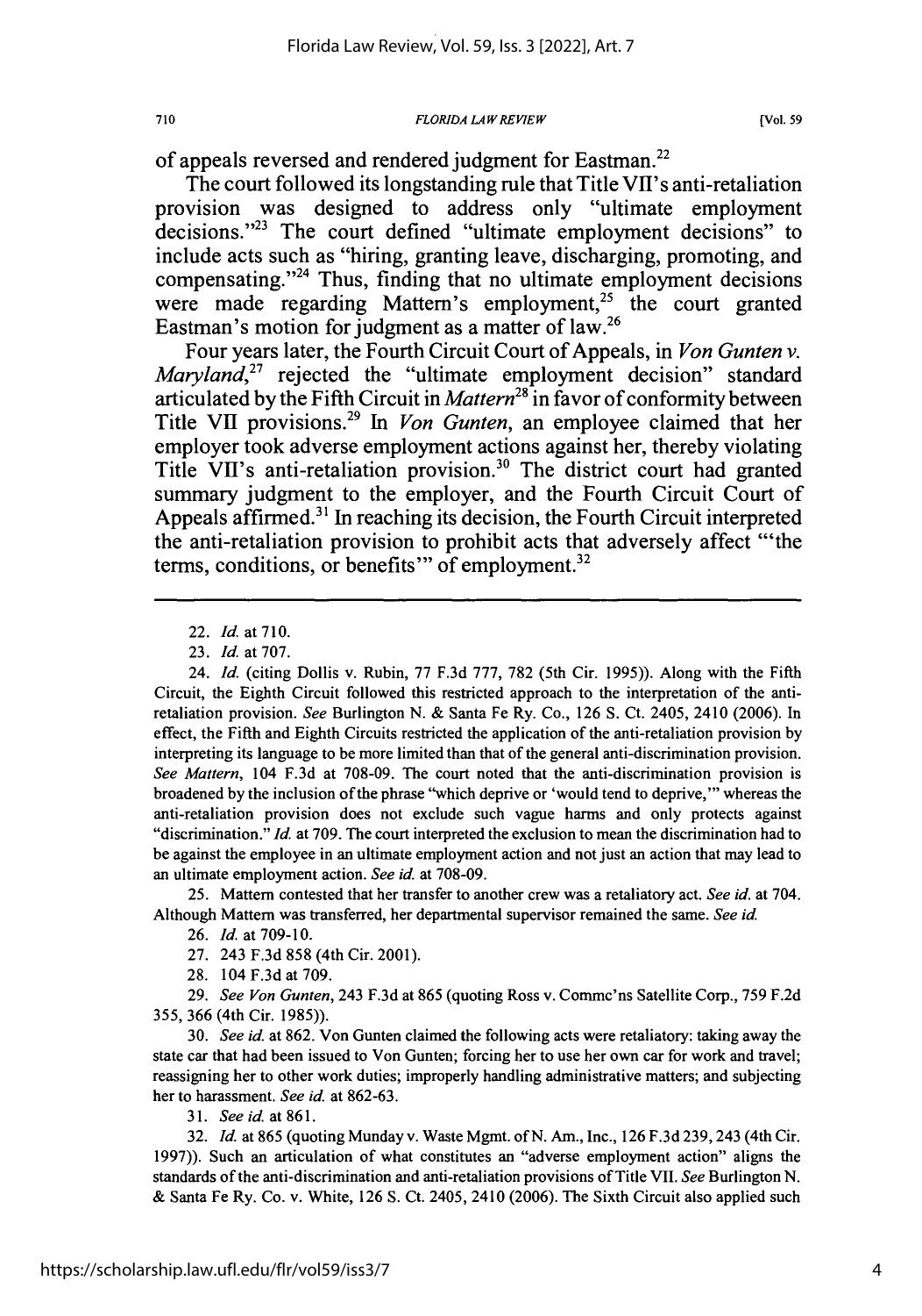of appeals reversed and rendered judgment for Eastman.[22]

The court followed its longstanding rule that Title VII's anti-retaliation provision was designed to address only "ultimate employment decisions."[23] The court defined "ultimate employment decisions" to include acts such as "hiring, granting leave, discharging, promoting, and compensating."[24] Thus, finding that no ultimate employment decisions were made regarding Mattern's employment,[25] the court granted Eastman's motion for judgment as a matter of law.[26]

Four years later, the Fourth Circuit Court of Appeals, in *Von Gunten v. Maryland*,[27] rejected the "ultimate employment decision" standard articulated by the Fifth Circuit in *Mattern*[28] in favor of conformity between Title VII provisions.[29] In *Von Gunten*, an employee claimed that her employer took adverse employment actions against her, thereby violating Title VII's anti-retaliation provision.[30] The district court had granted summary judgment to the employer, and the Fourth Circuit Court of Appeals affirmed.[31] In reaching its decision, the Fourth Circuit interpreted the anti-retaliation provision to prohibit acts that adversely affect "'the terms, conditions, or benefits'" of employment.[32]

---

22. *Id.* at 710.

23. *Id.* at 707.

24. *Id.* (citing Dollis v. Rubin, 77 F.3d 777, 782 (5th Cir. 1995)). Along with the Fifth Circuit, the Eighth Circuit followed this restricted approach to the interpretation of the anti-retaliation provision. *See* Burlington N. & Santa Fe Ry. Co., 126 S. Ct. 2405, 2410 (2006). In effect, the Fifth and Eighth Circuits restricted the application of the anti-retaliation provision by interpreting its language to be more limited than that of the general anti-discrimination provision. *See Mattern*, 104 F.3d at 708-09. The court noted that the anti-discrimination provision is broadened by the inclusion of the phrase "which deprive or 'would tend to deprive,'" whereas the anti-retaliation provision does not exclude such vague harms and only protects against "discrimination." *Id.* at 709. The court interpreted the exclusion to mean the discrimination had to be against the employee in an ultimate employment action and not just an action that may lead to an ultimate employment action. *See id.* at 708-09.

25. Mattern contested that her transfer to another crew was a retaliatory act. *See id.* at 704. Although Mattern was transferred, her departmental supervisor remained the same. *See id.*

26. *Id.* at 709-10.

27. 243 F.3d 858 (4th Cir. 2001).

28. 104 F.3d at 709.

29. *See Von Gunten*, 243 F.3d at 865 (quoting Ross v. Commc'ns Satellite Corp., 759 F.2d 355, 366 (4th Cir. 1985)).

30. *See id.* at 862. Von Gunten claimed the following acts were retaliatory: taking away the state car that had been issued to Von Gunten; forcing her to use her own car for work and travel; reassigning her to other work duties; improperly handling administrative matters; and subjecting her to harassment. *See id.* at 862-63.

31. *See id.* at 861.

32. *Id.* at 865 (quoting Munday v. Waste Mgmt. of N. Am., Inc., 126 F.3d 239, 243 (4th Cir. 1997)). Such an articulation of what constitutes an "adverse employment action" aligns the standards of the anti-discrimination and anti-retaliation provisions of Title VII. *See* Burlington N. & Santa Fe Ry. Co. v. White, 126 S. Ct. 2405, 2410 (2006). The Sixth Circuit also applied such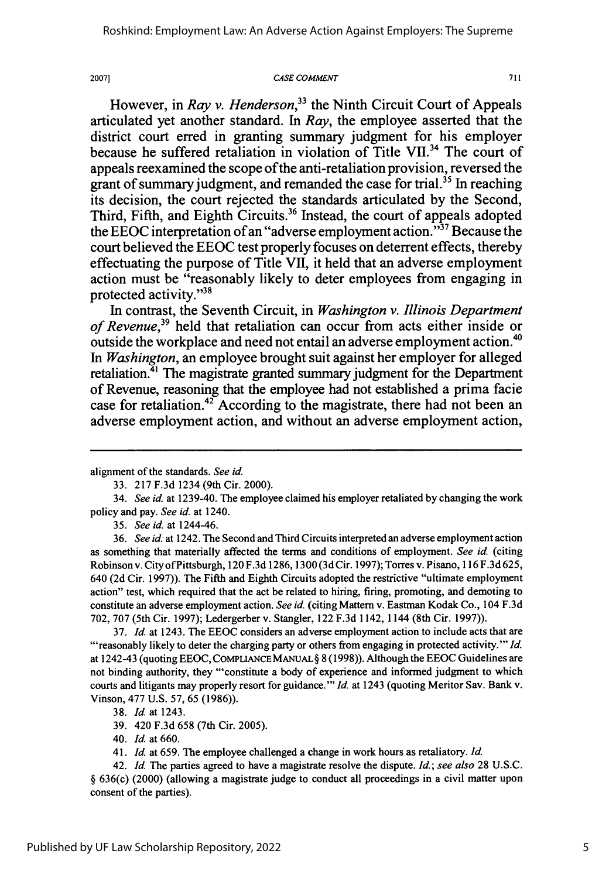However, in *Ray v. Henderson*,[33] the Ninth Circuit Court of Appeals articulated yet another standard. In *Ray*, the employee asserted that the district court erred in granting summary judgment for his employer because he suffered retaliation in violation of Title VII.[34] The court of appeals reexamined the scope of the anti-retaliation provision, reversed the grant of summary judgment, and remanded the case for trial.[35] In reaching its decision, the court rejected the standards articulated by the Second, Third, Fifth, and Eighth Circuits.[36] Instead, the court of appeals adopted the EEOC interpretation of an "adverse employment action."[37] Because the court believed the EEOC test properly focuses on deterrent effects, thereby effectuating the purpose of Title VII, it held that an adverse employment action must be "reasonably likely to deter employees from engaging in protected activity."[38]

In contrast, the Seventh Circuit, in *Washington v. Illinois Department of Revenue*,[39] held that retaliation can occur from acts either inside or outside the workplace and need not entail an adverse employment action.[40] In *Washington*, an employee brought suit against her employer for alleged retaliation.[41] The magistrate granted summary judgment for the Department of Revenue, reasoning that the employee had not established a prima facie case for retaliation.[42] According to the magistrate, there had not been an adverse employment action, and without an adverse employment action,

---

alignment of the standards. *See id.*

33. 217 F.3d 1234 (9th Cir. 2000).

34. *See id.* at 1239-40. The employee claimed his employer retaliated by changing the work policy and pay. *See id.* at 1240.

35. *See id.* at 1244-46.

36. *See id.* at 1242. The Second and Third Circuits interpreted an adverse employment action as something that materially affected the terms and conditions of employment. *See id.* (citing Robinson v. City of Pittsburgh, 120 F.3d 1286, 1300 (3d Cir. 1997); Torres v. Pisano, 116 F.3d 625, 640 (2d Cir. 1997)). The Fifth and Eighth Circuits adopted the restrictive "ultimate employment action" test, which required that the act be related to hiring, firing, promoting, and demoting to constitute an adverse employment action. *See id.* (citing Mattern v. Eastman Kodak Co., 104 F.3d 702, 707 (5th Cir. 1997); Ledergerber v. Stangler, 122 F.3d 1142, 1144 (8th Cir. 1997)).

37. *Id.* at 1243. The EEOC considers an adverse employment action to include acts that are "'reasonably likely to deter the charging party or others from engaging in protected activity.'" *Id.* at 1242-43 (quoting EEOC, COMPLIANCE MANUAL § 8 (1998)). Although the EEOC Guidelines are not binding authority, they "'constitute a body of experience and informed judgment to which courts and litigants may properly resort for guidance.'" *Id.* at 1243 (quoting Meritor Sav. Bank v. Vinson, 477 U.S. 57, 65 (1986)).

38. *Id.* at 1243.

39. 420 F.3d 658 (7th Cir. 2005).

40. *Id.* at 660.

41. *Id.* at 659. The employee challenged a change in work hours as retaliatory. *Id.*

42. *Id.* The parties agreed to have a magistrate resolve the dispute. *Id.*; *see also* 28 U.S.C. § 636(c) (2000) (allowing a magistrate judge to conduct all proceedings in a civil matter upon consent of the parties).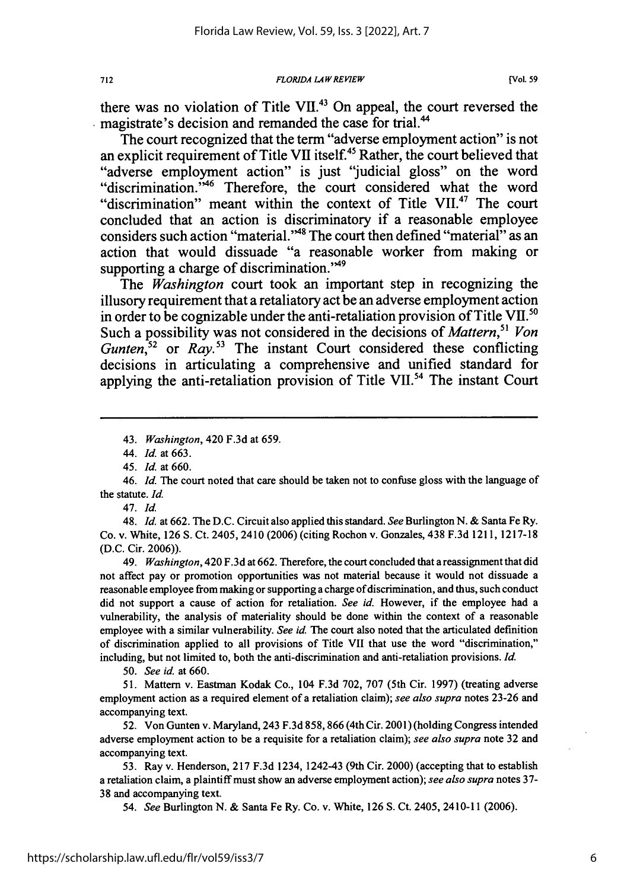there was no violation of Title VII.[43] On appeal, the court reversed the magistrate's decision and remanded the case for trial.[44]

The court recognized that the term "adverse employment action" is not an explicit requirement of Title VII itself.[45] Rather, the court believed that "adverse employment action" is just "judicial gloss" on the word "discrimination."[46] Therefore, the court considered what the word "discrimination" meant within the context of Title VII.[47] The court concluded that an action is discriminatory if a reasonable employee considers such action "material."[48] The court then defined "material" as an action that would dissuade "a reasonable worker from making or supporting a charge of discrimination."[49]

The *Washington* court took an important step in recognizing the illusory requirement that a retaliatory act be an adverse employment action in order to be cognizable under the anti-retaliation provision of Title VII.[50] Such a possibility was not considered in the decisions of *Mattern*,[51] *Von Gunten*,[52] or *Ray*.[53] The instant Court considered these conflicting decisions in articulating a comprehensive and unified standard for applying the anti-retaliation provision of Title VII.[54] The instant Court

---

43. *Washington*, 420 F.3d at 659.

44. *Id.* at 663.

45. *Id.* at 660.

46. *Id.* The court noted that care should be taken not to confuse gloss with the language of the statute. *Id.*

47. *Id.*

48. *Id.* at 662. The D.C. Circuit also applied this standard. *See* Burlington N. & Santa Fe Ry. Co. v. White, 126 S. Ct. 2405, 2410 (2006) (citing Rochon v. Gonzales, 438 F.3d 1211, 1217-18 (D.C. Cir. 2006)).

49. *Washington*, 420 F.3d at 662. Therefore, the court concluded that a reassignment that did not affect pay or promotion opportunities was not material because it would not dissuade a reasonable employee from making or supporting a charge of discrimination, and thus, such conduct did not support a cause of action for retaliation. *See id.* However, if the employee had a vulnerability, the analysis of materiality should be done within the context of a reasonable employee with a similar vulnerability. *See id.* The court also noted that the articulated definition of discrimination applied to all provisions of Title VII that use the word "discrimination," including, but not limited to, both the anti-discrimination and anti-retaliation provisions. *Id.*

50. *See id.* at 660.

51. Mattern v. Eastman Kodak Co., 104 F.3d 702, 707 (5th Cir. 1997) (treating adverse employment action as a required element of a retaliation claim); *see also supra* notes 23-26 and accompanying text.

52. Von Gunten v. Maryland, 243 F.3d 858, 866 (4th Cir. 2001) (holding Congress intended adverse employment action to be a requisite for a retaliation claim); *see also supra* note 32 and accompanying text.

53. Ray v. Henderson, 217 F.3d 1234, 1242-43 (9th Cir. 2000) (accepting that to establish a retaliation claim, a plaintiff must show an adverse employment action); *see also supra* notes 37-38 and accompanying text.

54. *See* Burlington N. & Santa Fe Ry. Co. v. White, 126 S. Ct. 2405, 2410-11 (2006).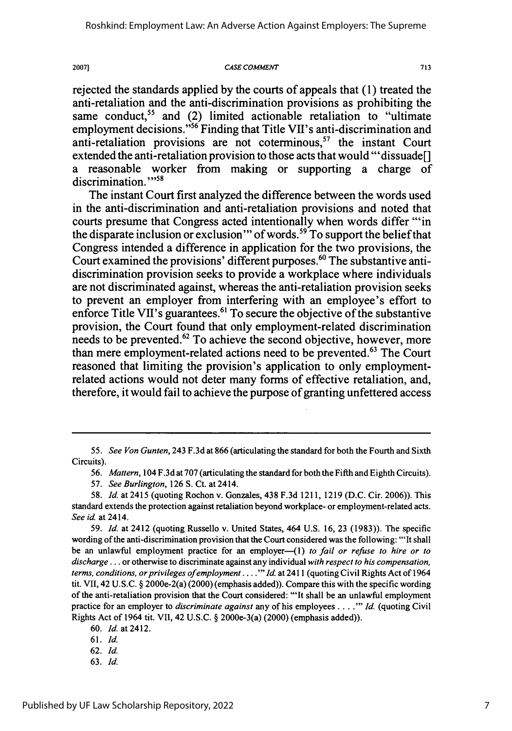rejected the standards applied by the courts of appeals that (1) treated the anti-retaliation and the anti-discrimination provisions as prohibiting the same conduct,[55] and (2) limited actionable retaliation to "ultimate employment decisions."[56] Finding that Title VII's anti-discrimination and anti-retaliation provisions are not coterminous,[57] the instant Court extended the anti-retaliation provision to those acts that would "'dissuade[] a reasonable worker from making or supporting a charge of discrimination.'"[58]

The instant Court first analyzed the difference between the words used in the anti-discrimination and anti-retaliation provisions and noted that courts presume that Congress acted intentionally when words differ "'in the disparate inclusion or exclusion'" of words.[59] To support the belief that Congress intended a difference in application for the two provisions, the Court examined the provisions' different purposes.[60] The substantive anti-discrimination provision seeks to provide a workplace where individuals are not discriminated against, whereas the anti-retaliation provision seeks to prevent an employer from interfering with an employee's effort to enforce Title VII's guarantees.[61] To secure the objective of the substantive provision, the Court found that only employment-related discrimination needs to be prevented.[62] To achieve the second objective, however, more than mere employment-related actions need to be prevented.[63] The Court reasoned that limiting the provision's application to only employment-related actions would not deter many forms of effective retaliation, and, therefore, it would fail to achieve the purpose of granting unfettered access

---

55. *See Von Gunten*, 243 F.3d at 866 (articulating the standard for both the Fourth and Sixth Circuits).

56. *Mattern*, 104 F.3d at 707 (articulating the standard for both the Fifth and Eighth Circuits).

57. *See Burlington*, 126 S. Ct. at 2414.

58. *Id.* at 2415 (quoting Rochon v. Gonzales, 438 F.3d 1211, 1219 (D.C. Cir. 2006)). This standard extends the protection against retaliation beyond workplace- or employment-related acts. *See id.* at 2414.

59. *Id.* at 2412 (quoting Russello v. United States, 464 U.S. 16, 23 (1983)). The specific wording of the anti-discrimination provision that the Court considered was the following: "'It shall be an unlawful employment practice for an employer—(1) *to fail or refuse to hire or to discharge* . . . or otherwise to discriminate against any individual *with respect to his compensation, terms, conditions, or privileges of employment* . . . .'" *Id.* at 2411 (quoting Civil Rights Act of 1964 tit. VII, 42 U.S.C. § 2000e-2(a) (2000) (emphasis added)). Compare this with the specific wording of the anti-retaliation provision that the Court considered: "'It shall be an unlawful employment practice for an employer to *discriminate against* any of his employees . . . .'" *Id.* (quoting Civil Rights Act of 1964 tit. VII, 42 U.S.C. § 2000e-3(a) (2000) (emphasis added)).

60. *Id.* at 2412.

61. *Id.*

62. *Id.*

63. *Id.*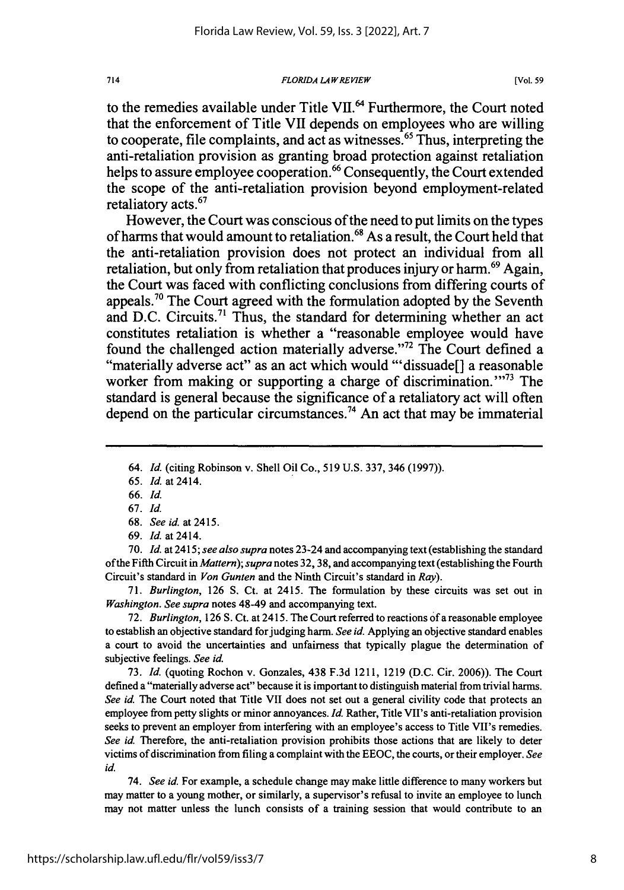to the remedies available under Title VII.[64] Furthermore, the Court noted that the enforcement of Title VII depends on employees who are willing to cooperate, file complaints, and act as witnesses.[65] Thus, interpreting the anti-retaliation provision as granting broad protection against retaliation helps to assure employee cooperation.[66] Consequently, the Court extended the scope of the anti-retaliation provision beyond employment-related retaliatory acts.[67]

However, the Court was conscious of the need to put limits on the types of harms that would amount to retaliation.[68] As a result, the Court held that the anti-retaliation provision does not protect an individual from all retaliation, but only from retaliation that produces injury or harm.[69] Again, the Court was faced with conflicting conclusions from differing courts of appeals.[70] The Court agreed with the formulation adopted by the Seventh and D.C. Circuits.[71] Thus, the standard for determining whether an act constitutes retaliation is whether a "reasonable employee would have found the challenged action materially adverse."[72] The Court defined a "materially adverse act" as an act which would "'dissuade[] a reasonable worker from making or supporting a charge of discrimination.'"[73] The standard is general because the significance of a retaliatory act will often depend on the particular circumstances.[74] An act that may be immaterial

---

64. *Id.* (citing Robinson v. Shell Oil Co., 519 U.S. 337, 346 (1997)).

65. *Id.* at 2414.

66. *Id.*

67. *Id.*

68. *See id.* at 2415.

69. *Id.* at 2414.

70. *Id.* at 2415; *see also supra* notes 23-24 and accompanying text (establishing the standard of the Fifth Circuit in *Mattern*); *supra* notes 32, 38, and accompanying text (establishing the Fourth Circuit's standard in *Von Gunten* and the Ninth Circuit's standard in *Ray*).

71. *Burlington*, 126 S. Ct. at 2415. The formulation by these circuits was set out in *Washington*. *See supra* notes 48-49 and accompanying text.

72. *Burlington*, 126 S. Ct. at 2415. The Court referred to reactions of a reasonable employee to establish an objective standard for judging harm. *See id.* Applying an objective standard enables a court to avoid the uncertainties and unfairness that typically plague the determination of subjective feelings. *See id.*

73. *Id.* (quoting Rochon v. Gonzales, 438 F.3d 1211, 1219 (D.C. Cir. 2006)). The Court defined a "materially adverse act" because it is important to distinguish material from trivial harms. *See id.* The Court noted that Title VII does not set out a general civility code that protects an employee from petty slights or minor annoyances. *Id.* Rather, Title VII's anti-retaliation provision seeks to prevent an employer from interfering with an employee's access to Title VII's remedies. *See id.* Therefore, the anti-retaliation provision prohibits those actions that are likely to deter victims of discrimination from filing a complaint with the EEOC, the courts, or their employer. *See id.*

74. *See id.* For example, a schedule change may make little difference to many workers but may matter to a young mother, or similarly, a supervisor's refusal to invite an employee to lunch may not matter unless the lunch consists of a training session that would contribute to an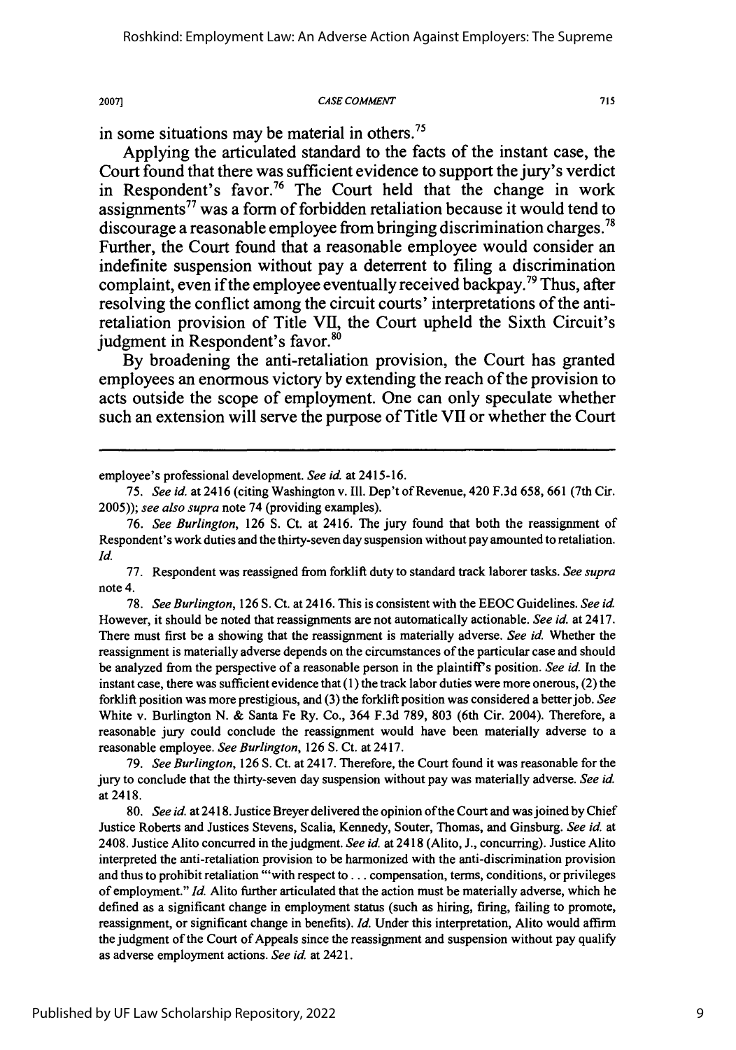in some situations may be material in others.[75]

Applying the articulated standard to the facts of the instant case, the Court found that there was sufficient evidence to support the jury's verdict in Respondent's favor.[76] The Court held that the change in work assignments[77] was a form of forbidden retaliation because it would tend to discourage a reasonable employee from bringing discrimination charges.[78] Further, the Court found that a reasonable employee would consider an indefinite suspension without pay a deterrent to filing a discrimination complaint, even if the employee eventually received backpay.[79] Thus, after resolving the conflict among the circuit courts' interpretations of the anti-retaliation provision of Title VII, the Court upheld the Sixth Circuit's judgment in Respondent's favor.[80]

By broadening the anti-retaliation provision, the Court has granted employees an enormous victory by extending the reach of the provision to acts outside the scope of employment. One can only speculate whether such an extension will serve the purpose of Title VII or whether the Court

---

employee's professional development. *See id.* at 2415-16.

75. *See id.* at 2416 (citing Washington v. Ill. Dep't of Revenue, 420 F.3d 658, 661 (7th Cir. 2005)); *see also supra* note 74 (providing examples).

76. *See Burlington*, 126 S. Ct. at 2416. The jury found that both the reassignment of Respondent's work duties and the thirty-seven day suspension without pay amounted to retaliation. *Id.*

77. Respondent was reassigned from forklift duty to standard track laborer tasks. *See supra* note 4.

78. *See Burlington*, 126 S. Ct. at 2416. This is consistent with the EEOC Guidelines. *See id.* However, it should be noted that reassignments are not automatically actionable. *See id.* at 2417. There must first be a showing that the reassignment is materially adverse. *See id.* Whether the reassignment is materially adverse depends on the circumstances of the particular case and should be analyzed from the perspective of a reasonable person in the plaintiff's position. *See id.* In the instant case, there was sufficient evidence that (1) the track labor duties were more onerous, (2) the forklift position was more prestigious, and (3) the forklift position was considered a better job. *See* White v. Burlington N. & Santa Fe Ry. Co., 364 F.3d 789, 803 (6th Cir. 2004). Therefore, a reasonable jury could conclude the reassignment would have been materially adverse to a reasonable employee. *See Burlington*, 126 S. Ct. at 2417.

79. *See Burlington*, 126 S. Ct. at 2417. Therefore, the Court found it was reasonable for the jury to conclude that the thirty-seven day suspension without pay was materially adverse. *See id.* at 2418.

80. *See id.* at 2418. Justice Breyer delivered the opinion of the Court and was joined by Chief Justice Roberts and Justices Stevens, Scalia, Kennedy, Souter, Thomas, and Ginsburg. *See id.* at 2408. Justice Alito concurred in the judgment. *See id.* at 2418 (Alito, J., concurring). Justice Alito interpreted the anti-retaliation provision to be harmonized with the anti-discrimination provision and thus to prohibit retaliation "'with respect to . . . compensation, terms, conditions, or privileges of employment." *Id.* Alito further articulated that the action must be materially adverse, which he defined as a significant change in employment status (such as hiring, firing, failing to promote, reassignment, or significant change in benefits). *Id.* Under this interpretation, Alito would affirm the judgment of the Court of Appeals since the reassignment and suspension without pay qualify as adverse employment actions. *See id.* at 2421.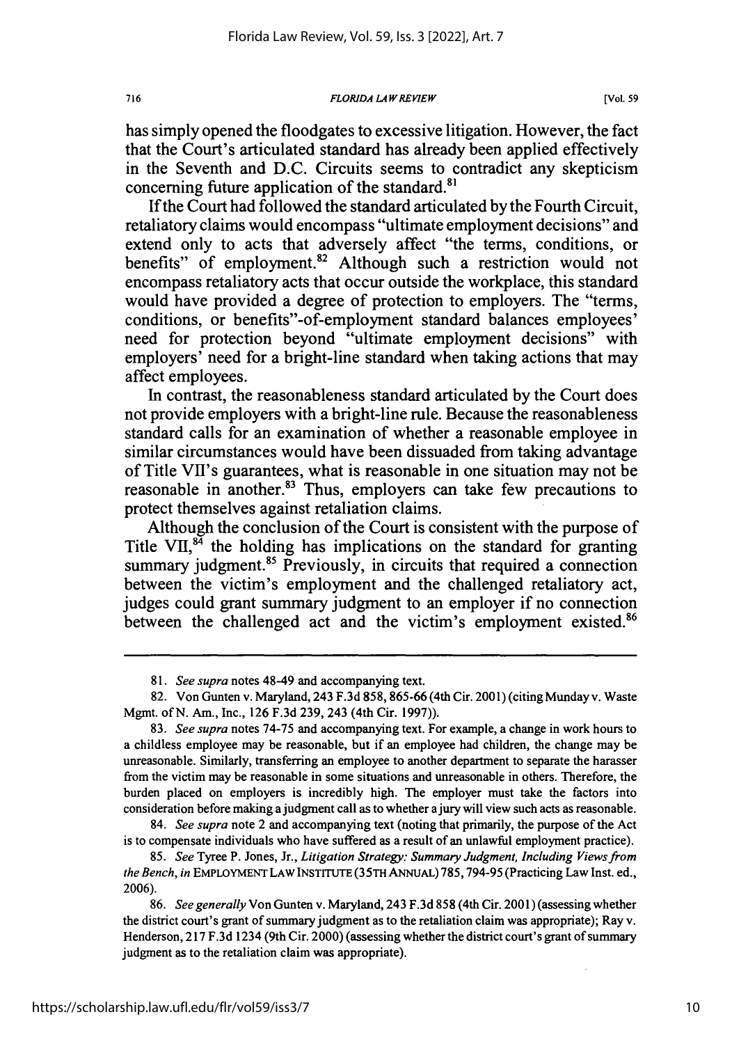has simply opened the floodgates to excessive litigation. However, the fact that the Court's articulated standard has already been applied effectively in the Seventh and D.C. Circuits seems to contradict any skepticism concerning future application of the standard.[81]

If the Court had followed the standard articulated by the Fourth Circuit, retaliatory claims would encompass "ultimate employment decisions" and extend only to acts that adversely affect "the terms, conditions, or benefits" of employment.[82] Although such a restriction would not encompass retaliatory acts that occur outside the workplace, this standard would have provided a degree of protection to employers. The "terms, conditions, or benefits"-of-employment standard balances employees' need for protection beyond "ultimate employment decisions" with employers' need for a bright-line standard when taking actions that may affect employees.

In contrast, the reasonableness standard articulated by the Court does not provide employers with a bright-line rule. Because the reasonableness standard calls for an examination of whether a reasonable employee in similar circumstances would have been dissuaded from taking advantage of Title VII's guarantees, what is reasonable in one situation may not be reasonable in another.[83] Thus, employers can take few precautions to protect themselves against retaliation claims.

Although the conclusion of the Court is consistent with the purpose of Title VII,[84] the holding has implications on the standard for granting summary judgment.[85] Previously, in circuits that required a connection between the victim's employment and the challenged retaliatory act, judges could grant summary judgment to an employer if no connection between the challenged act and the victim's employment existed.[86]

---

81. *See supra* notes 48-49 and accompanying text.

82. Von Gunten v. Maryland, 243 F.3d 858, 865-66 (4th Cir. 2001) (citing Munday v. Waste Mgmt. of N. Am., Inc., 126 F.3d 239, 243 (4th Cir. 1997)).

83. *See supra* notes 74-75 and accompanying text. For example, a change in work hours to a childless employee may be reasonable, but if an employee had children, the change may be unreasonable. Similarly, transferring an employee to another department to separate the harasser from the victim may be reasonable in some situations and unreasonable in others. Therefore, the burden placed on employers is incredibly high. The employer must take the factors into consideration before making a judgment call as to whether a jury will view such acts as reasonable.

84. *See supra* note 2 and accompanying text (noting that primarily, the purpose of the Act is to compensate individuals who have suffered as a result of an unlawful employment practice).

85. *See* Tyree P. Jones, Jr., *Litigation Strategy: Summary Judgment, Including Views from the Bench*, *in* EMPLOYMENT LAW INSTITUTE (35TH ANNUAL) 785, 794-95 (Practicing Law Inst. ed., 2006).

86. *See generally* Von Gunten v. Maryland, 243 F.3d 858 (4th Cir. 2001) (assessing whether the district court's grant of summary judgment as to the retaliation claim was appropriate); Ray v. Henderson, 217 F.3d 1234 (9th Cir. 2000) (assessing whether the district court's grant of summary judgment as to the retaliation claim was appropriate).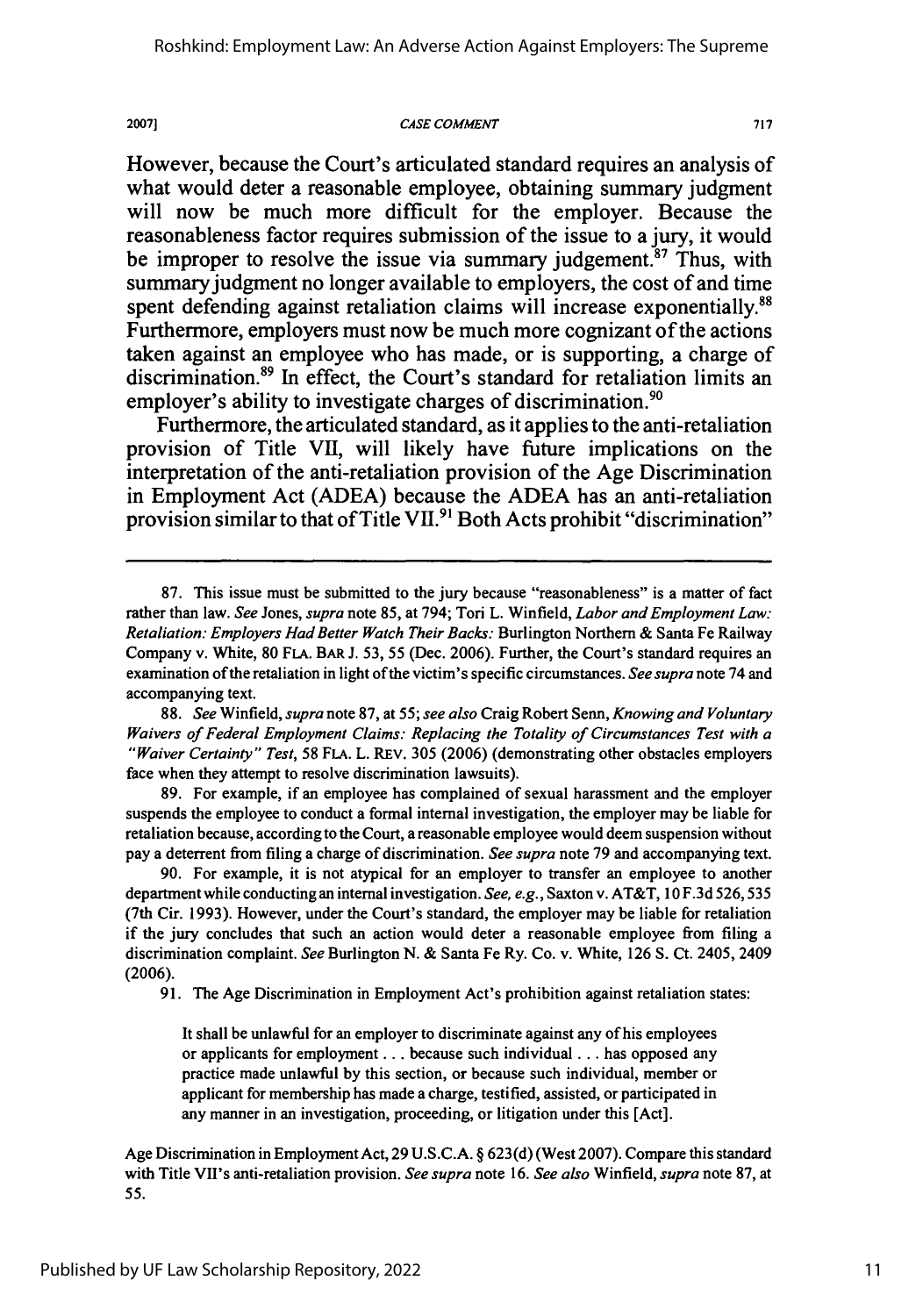However, because the Court's articulated standard requires an analysis of what would deter a reasonable employee, obtaining summary judgment will now be much more difficult for the employer. Because the reasonableness factor requires submission of the issue to a jury, it would be improper to resolve the issue via summary judgement.[87] Thus, with summary judgment no longer available to employers, the cost of and time spent defending against retaliation claims will increase exponentially.[88] Furthermore, employers must now be much more cognizant of the actions taken against an employee who has made, or is supporting, a charge of discrimination.[89] In effect, the Court's standard for retaliation limits an employer's ability to investigate charges of discrimination.[90]

Furthermore, the articulated standard, as it applies to the anti-retaliation provision of Title VII, will likely have future implications on the interpretation of the anti-retaliation provision of the Age Discrimination in Employment Act (ADEA) because the ADEA has an anti-retaliation provision similar to that of Title VII.[91] Both Acts prohibit "discrimination"

---

87. This issue must be submitted to the jury because "reasonableness" is a matter of fact rather than law. *See* Jones, *supra* note 85, at 794; Tori L. Winfield, *Labor and Employment Law: Retaliation: Employers Had Better Watch Their Backs:* Burlington Northern & Santa Fe Railway Company v. White, 80 FLA. BAR J. 53, 55 (Dec. 2006). Further, the Court's standard requires an examination of the retaliation in light of the victim's specific circumstances. *See supra* note 74 and accompanying text.

88. *See* Winfield, *supra* note 87, at 55; *see also* Craig Robert Senn, *Knowing and Voluntary Waivers of Federal Employment Claims: Replacing the Totality of Circumstances Test with a "Waiver Certainty" Test*, 58 FLA. L. REV. 305 (2006) (demonstrating other obstacles employers face when they attempt to resolve discrimination lawsuits).

89. For example, if an employee has complained of sexual harassment and the employer suspends the employee to conduct a formal internal investigation, the employer may be liable for retaliation because, according to the Court, a reasonable employee would deem suspension without pay a deterrent from filing a charge of discrimination. *See supra* note 79 and accompanying text.

90. For example, it is not atypical for an employer to transfer an employee to another department while conducting an internal investigation. *See, e.g.*, Saxton v. AT&T, 10 F.3d 526, 535 (7th Cir. 1993). However, under the Court's standard, the employer may be liable for retaliation if the jury concludes that such an action would deter a reasonable employee from filing a discrimination complaint. *See* Burlington N. & Santa Fe Ry. Co. v. White, 126 S. Ct. 2405, 2409 (2006).

91. The Age Discrimination in Employment Act's prohibition against retaliation states:

> It shall be unlawful for an employer to discriminate against any of his employees or applicants for employment . . . because such individual . . . has opposed any practice made unlawful by this section, or because such individual, member or applicant for membership has made a charge, testified, assisted, or participated in any manner in an investigation, proceeding, or litigation under this [Act].

Age Discrimination in Employment Act, 29 U.S.C.A. § 623(d) (West 2007). Compare this standard with Title VII's anti-retaliation provision. *See supra* note 16. *See also* Winfield, *supra* note 87, at 55.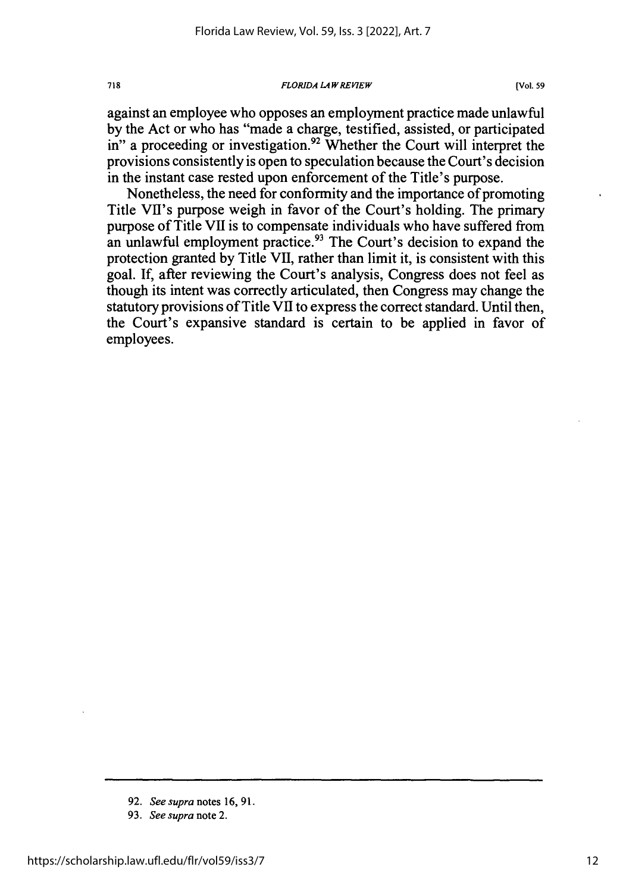against an employee who opposes an employment practice made unlawful by the Act or who has "made a charge, testified, assisted, or participated in" a proceeding or investigation.[92] Whether the Court will interpret the provisions consistently is open to speculation because the Court's decision in the instant case rested upon enforcement of the Title's purpose.

Nonetheless, the need for conformity and the importance of promoting Title VII's purpose weigh in favor of the Court's holding. The primary purpose of Title VII is to compensate individuals who have suffered from an unlawful employment practice.[93] The Court's decision to expand the protection granted by Title VII, rather than limit it, is consistent with this goal. If, after reviewing the Court's analysis, Congress does not feel as though its intent was correctly articulated, then Congress may change the statutory provisions of Title VII to express the correct standard. Until then, the Court's expansive standard is certain to be applied in favor of employees.

---

92. *See supra* notes 16, 91.

93. *See supra* note 2.